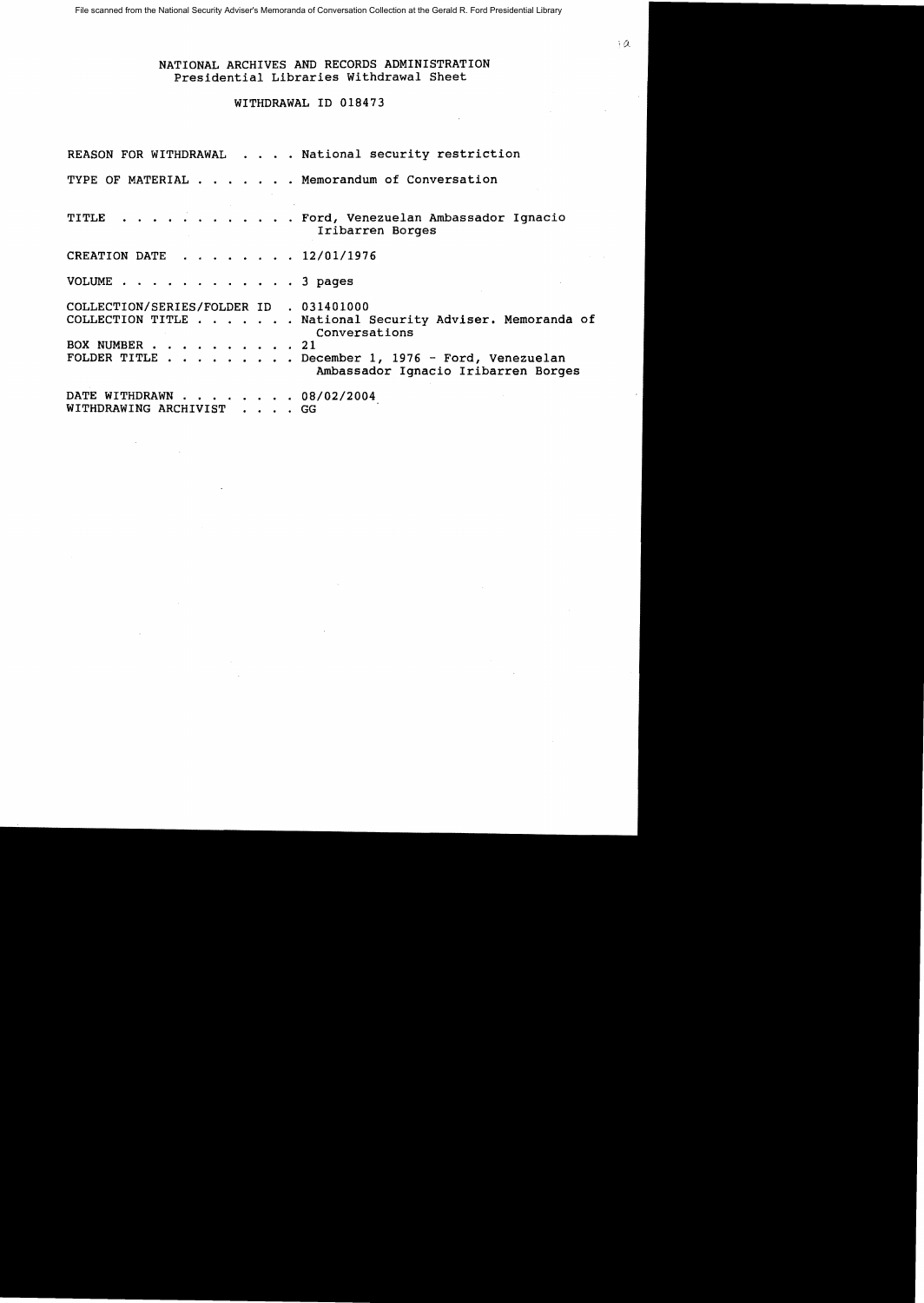# NATIONAL ARCHIVES AND RECORDS ADMINISTRATION
## Presidential Libraries Withdrawal Sheet

### WITHDRAWAL ID 018473

REASON FOR WITHDRAWAL . . . . National security restriction

TYPE OF MATERIAL . . . . . . . Memorandum of Conversation

TITLE . . . . . . . . . . . . Ford, Venezuelan Ambassador Ignacio Iribarren Borges

CREATION DATE . . . . . . . . 12/01/1976

VOLUME . . . . . . . . . . . . 3 pages

COLLECTION/SERIES/FOLDER ID . 031401000
COLLECTION TITLE . . . . . . . National Security Adviser. Memoranda of Conversations
BOX NUMBER . . . . . . . . . . 21
FOLDER TITLE . . . . . . . . . December 1, 1976 - Ford, Venezuelan Ambassador Ignacio Iribarren Borges

DATE WITHDRAWN . . . . . . . . 08/02/2004
WITHDRAWING ARCHIVIST . . . . GG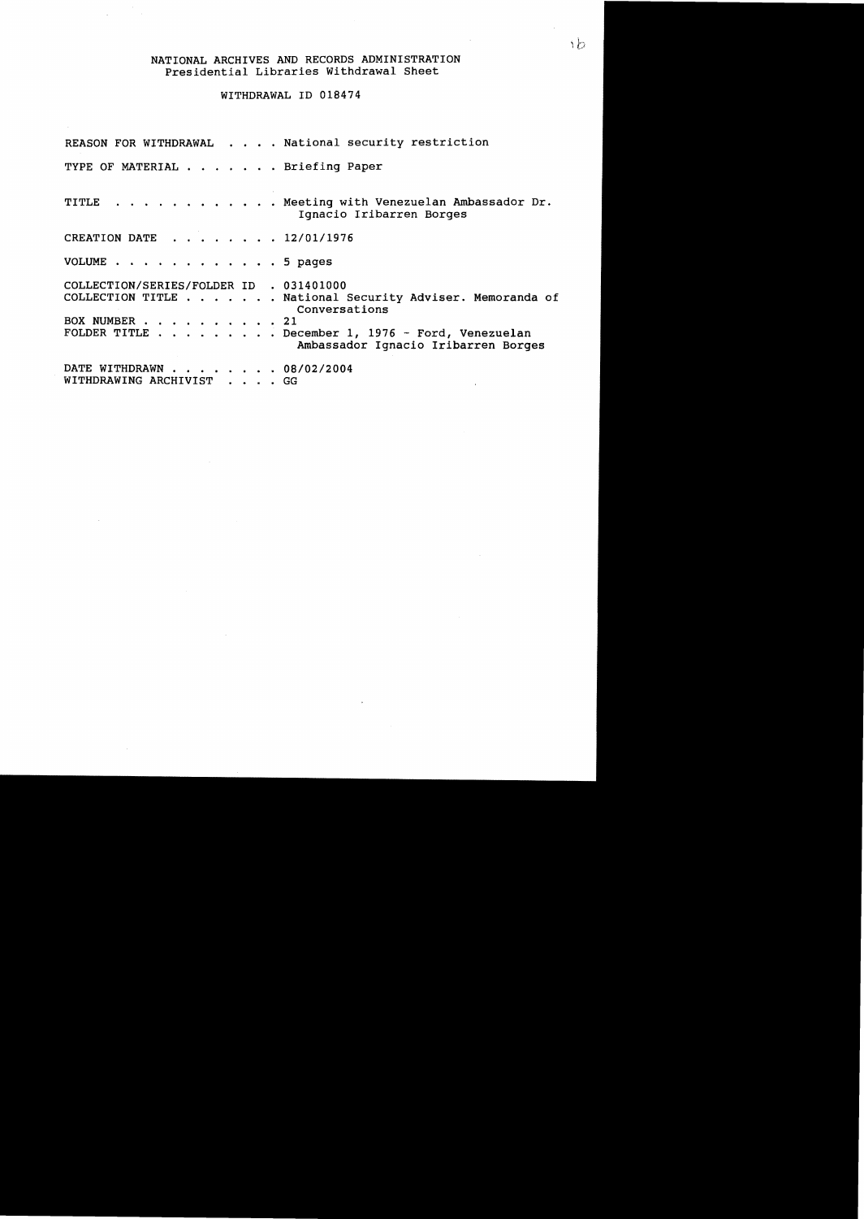NATIONAL ARCHIVES AND RECORDS ADMINISTRATION
Presidential Libraries Withdrawal Sheet

WITHDRAWAL ID 018474

REASON FOR WITHDRAWAL . . . . National security restriction

TYPE OF MATERIAL . . . . . . . Briefing Paper

TITLE . . . . . . . . . . . . Meeting with Venezuelan Ambassador Dr. Ignacio Iribarren Borges

CREATION DATE . . . . . . . . 12/01/1976

VOLUME . . . . . . . . . . . . 5 pages

COLLECTION/SERIES/FOLDER ID . 031401000
COLLECTION TITLE . . . . . . . National Security Adviser. Memoranda of Conversations
BOX NUMBER . . . . . . . . . . 21
FOLDER TITLE . . . . . . . . . December 1, 1976 - Ford, Venezuelan Ambassador Ignacio Iribarren Borges

DATE WITHDRAWN . . . . . . . . 08/02/2004
WITHDRAWING ARCHIVIST . . . . GG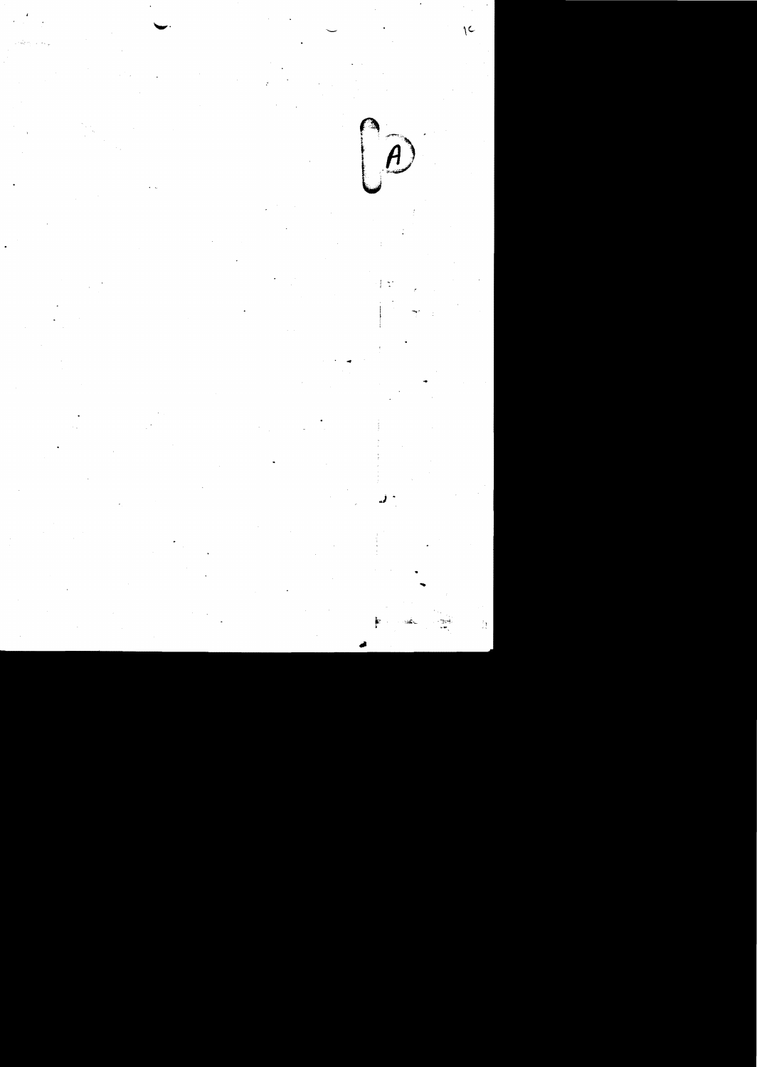A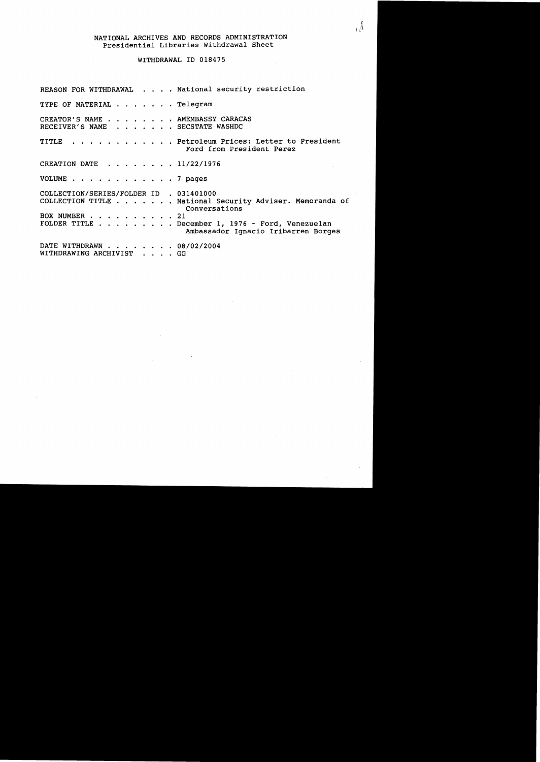NATIONAL ARCHIVES AND RECORDS ADMINISTRATION
Presidential Libraries Withdrawal Sheet

WITHDRAWAL ID 018475

| | |
|---|---|
| REASON FOR WITHDRAWAL | National security restriction |
| TYPE OF MATERIAL | Telegram |
| CREATOR'S NAME | AMEMBASSY CARACAS |
| RECEIVER'S NAME | SECSTATE WASHDC |
| TITLE | Petroleum Prices: Letter to President Ford from President Perez |
| CREATION DATE | 11/22/1976 |
| VOLUME | 7 pages |
| COLLECTION/SERIES/FOLDER ID | 031401000 |
| COLLECTION TITLE | National Security Adviser. Memoranda of Conversations |
| BOX NUMBER | 21 |
| FOLDER TITLE | December 1, 1976 - Ford, Venezuelan Ambassador Ignacio Iribarren Borges |
| DATE WITHDRAWN | 08/02/2004 |
| WITHDRAWING ARCHIVIST | GG |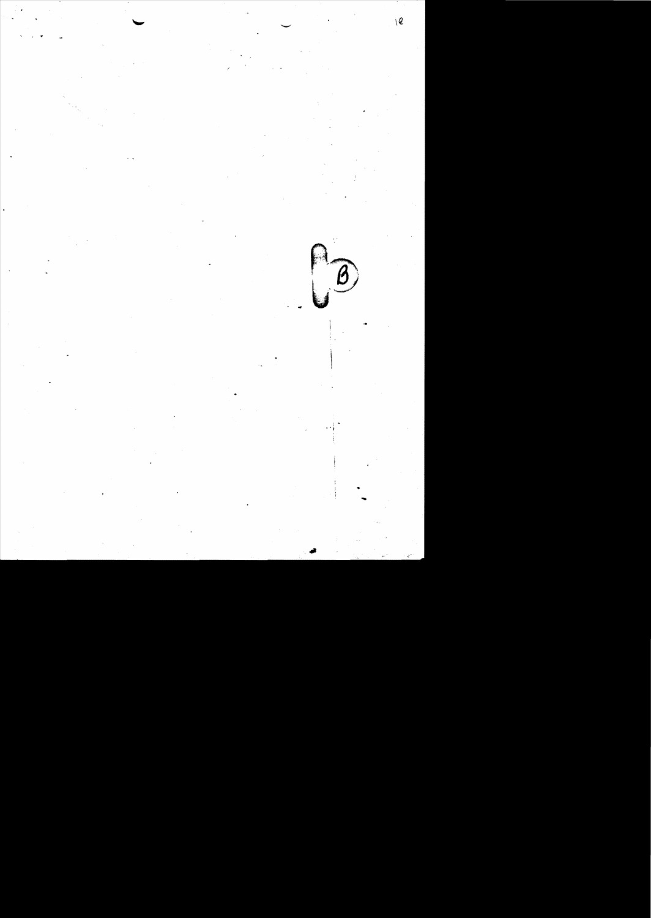B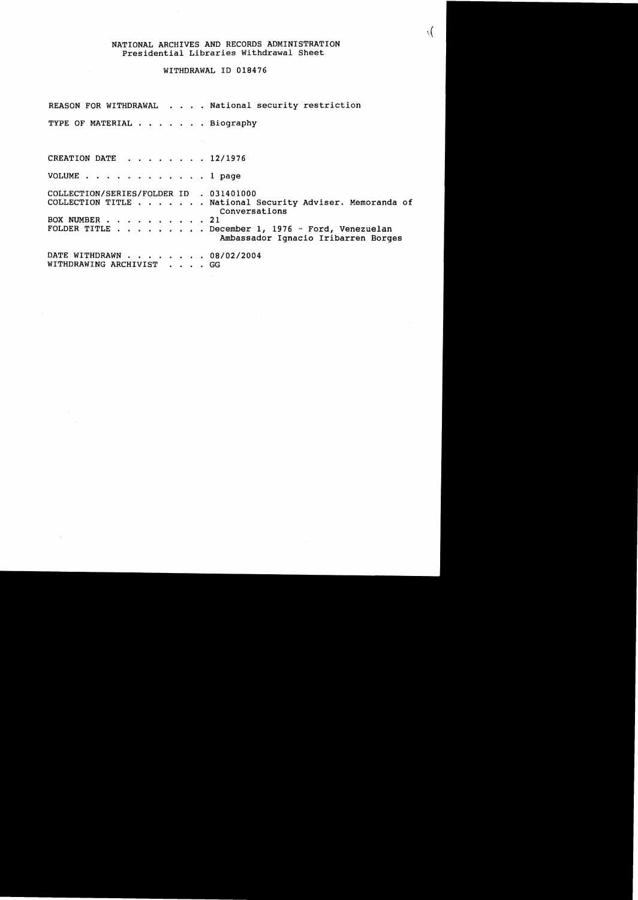NATIONAL ARCHIVES AND RECORDS ADMINISTRATION
Presidential Libraries Withdrawal Sheet

WITHDRAWAL ID 018476

| | |
|---|---|
| REASON FOR WITHDRAWAL . . . . | National security restriction |
| TYPE OF MATERIAL . . . . . . . | Biography |
| CREATION DATE . . . . . . . . | 12/1976 |
| VOLUME . . . . . . . . . . . . | 1 page |
| COLLECTION/SERIES/FOLDER ID . | 031401000 |
| COLLECTION TITLE . . . . . . . | National Security Adviser. Memoranda of Conversations |
| BOX NUMBER . . . . . . . . . . | 21 |
| FOLDER TITLE . . . . . . . . . | December 1, 1976 - Ford, Venezuelan Ambassador Ignacio Iribarren Borges |
| DATE WITHDRAWN . . . . . . . . | 08/02/2004 |
| WITHDRAWING ARCHIVIST . . . . | GG |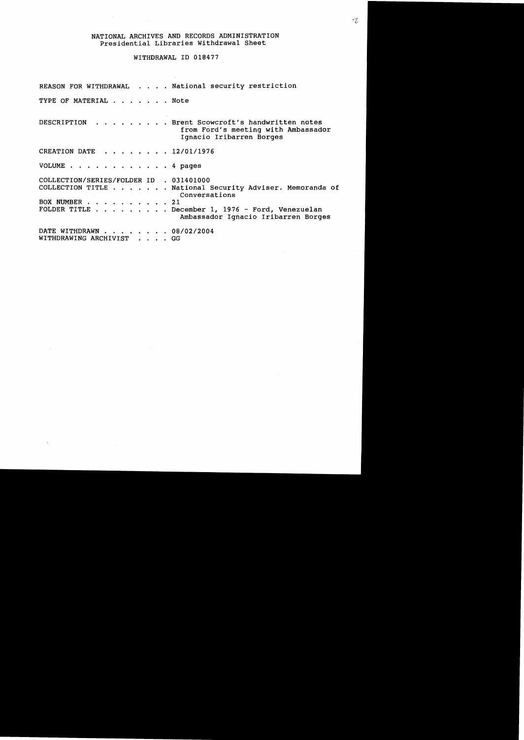NATIONAL ARCHIVES AND RECORDS ADMINISTRATION
Presidential Libraries Withdrawal Sheet

WITHDRAWAL ID 018477

REASON FOR WITHDRAWAL . . . . National security restriction

TYPE OF MATERIAL . . . . . . . Note

DESCRIPTION . . . . . . . . . Brent Scowcroft's handwritten notes from Ford's meeting with Ambassador Ignacio Iribarren Borges

CREATION DATE . . . . . . . . 12/01/1976

VOLUME . . . . . . . . . . . . 4 pages

COLLECTION/SERIES/FOLDER ID . 031401000
COLLECTION TITLE . . . . . . . National Security Adviser. Memoranda of Conversations
BOX NUMBER . . . . . . . . . . 21
FOLDER TITLE . . . . . . . . . December 1, 1976 - Ford, Venezuelan Ambassador Ignacio Iribarren Borges

DATE WITHDRAWN . . . . . . . . 08/02/2004
WITHDRAWING ARCHIVIST . . . . GG